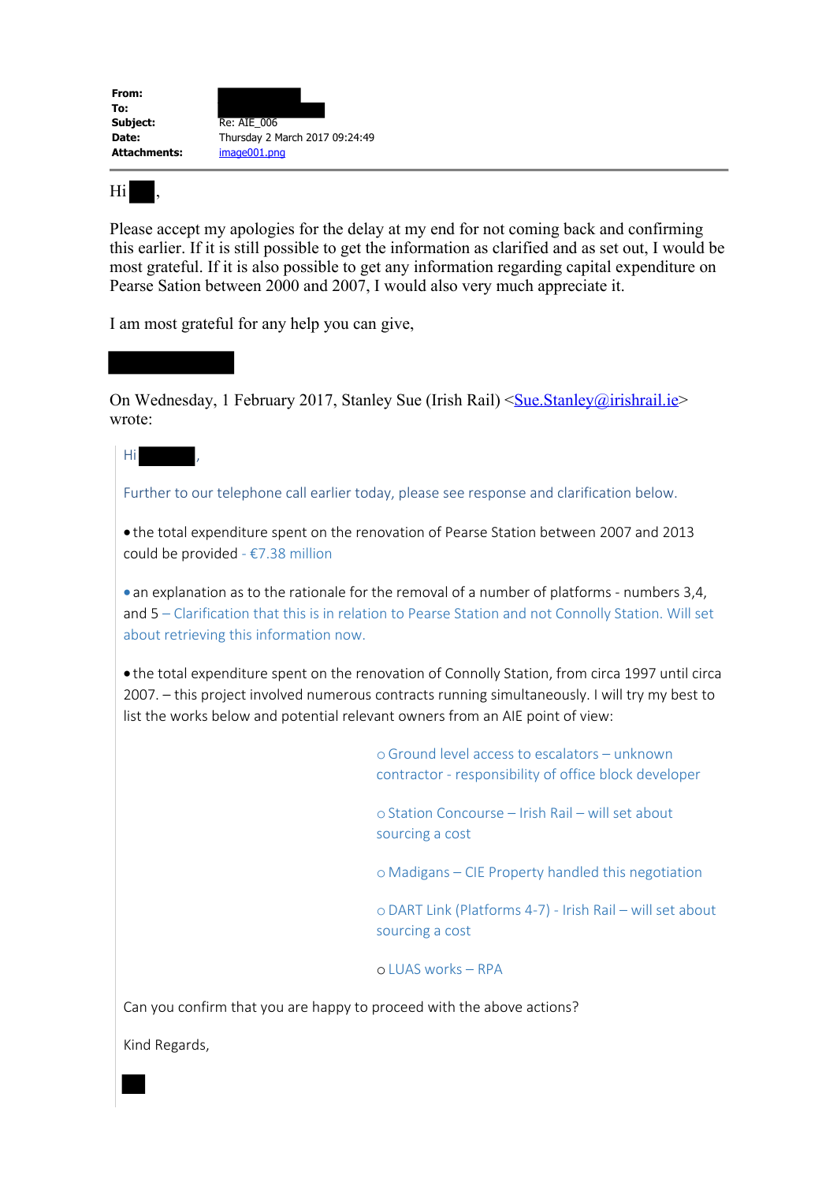**From:**
**To:**
**Subject:** Re: AIE_006
**Date:** Thursday 2 March 2017 09:24:49
**Attachments:** image001.png

Hi ,

Please accept my apologies for the delay at my end for not coming back and confirming this earlier. If it is still possible to get the information as clarified and as set out, I would be most grateful. If it is also possible to get any information regarding capital expenditure on Pearse Sation between 2000 and 2007, I would also very much appreciate it.

I am most grateful for any help you can give,

On Wednesday, 1 February 2017, Stanley Sue (Irish Rail) <Sue.Stanley@irishrail.ie> wrote:

> Hi ,
>
> Further to our telephone call earlier today, please see response and clarification below.
>
> - the total expenditure spent on the renovation of Pearse Station between 2007 and 2013 could be provided - €7.38 million
>
> - an explanation as to the rationale for the removal of a number of platforms - numbers 3,4, and 5 – Clarification that this is in relation to Pearse Station and not Connolly Station. Will set about retrieving this information now.
>
> - the total expenditure spent on the renovation of Connolly Station, from circa 1997 until circa 2007. – this project involved numerous contracts running simultaneously. I will try my best to list the works below and potential relevant owners from an AIE point of view:
>
>     - Ground level access to escalators – unknown contractor - responsibility of office block developer
>     - Station Concourse – Irish Rail – will set about sourcing a cost
>     - Madigans – CIE Property handled this negotiation
>     - DART Link (Platforms 4-7) - Irish Rail – will set about sourcing a cost
>     - LUAS works – RPA
>
> Can you confirm that you are happy to proceed with the above actions?
>
> Kind Regards,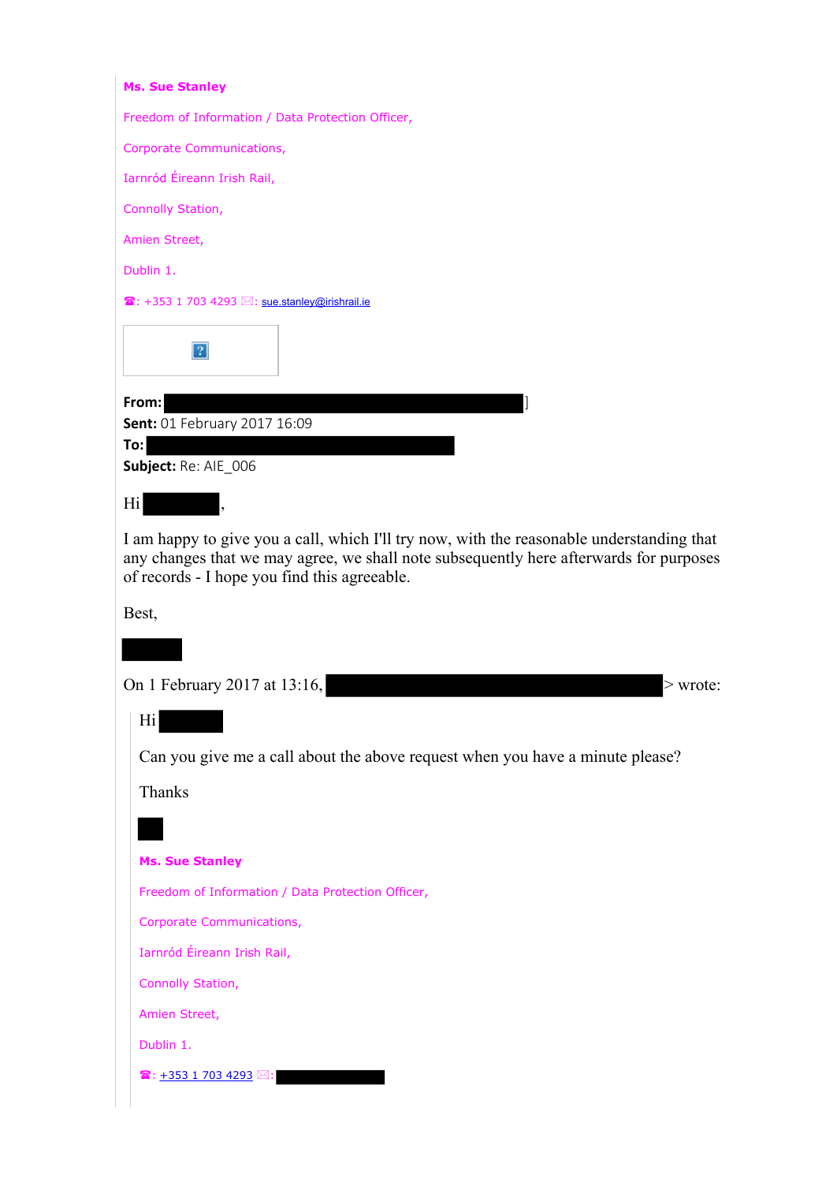**Ms. Sue Stanley**

Freedom of Information / Data Protection Officer,

Corporate Communications,

Iarnród Éireann Irish Rail,

Connolly Station,

Amien Street,

Dublin 1.

☎: +353 1 703 4293 ✉: sue.stanley@irishrail.ie

**From:** ]
**Sent:** 01 February 2017 16:09
**To:**
**Subject:** Re: AIE_006

Hi ,

I am happy to give you a call, which I'll try now, with the reasonable understanding that any changes that we may agree, we shall note subsequently here afterwards for purposes of records - I hope you find this agreeable.

Best,

On 1 February 2017 at 13:16, > wrote:

> Hi
>
> Can you give me a call about the above request when you have a minute please?
>
> Thanks
>
> **Ms. Sue Stanley**
>
> Freedom of Information / Data Protection Officer,
>
> Corporate Communications,
>
> Iarnród Éireann Irish Rail,
>
> Connolly Station,
>
> Amien Street,
>
> Dublin 1.
>
> ☎: +353 1 703 4293 ✉: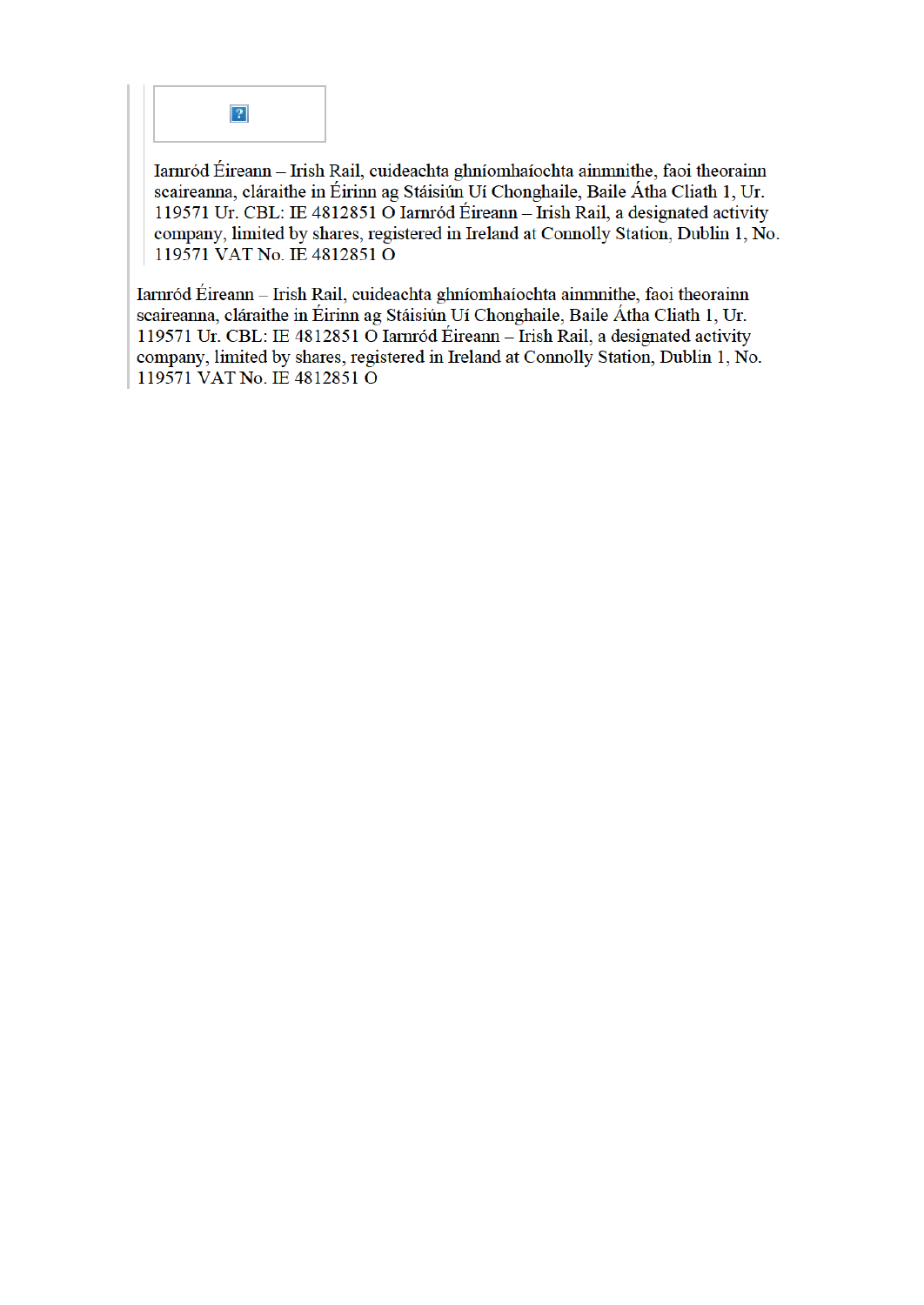> Iarnród Éireann – Irish Rail, cuideachta ghníomhaíochta ainmnithe, faoi theorainn scaireanna, cláraithe in Éirinn ag Stáisiún Uí Chonghaile, Baile Átha Cliath 1, Ur. 119571 Ur. CBL: IE 4812851 O Iarnród Éireann – Irish Rail, a designated activity company, limited by shares, registered in Ireland at Connolly Station, Dublin 1, No. 119571 VAT No. IE 4812851 O

Iarnród Éireann – Irish Rail, cuideachta ghníomhaíochta ainmnithe, faoi theorainn scaireanna, cláraithe in Éirinn ag Stáisiún Uí Chonghaile, Baile Átha Cliath 1, Ur. 119571 Ur. CBL: IE 4812851 O Iarnród Éireann – Irish Rail, a designated activity company, limited by shares, registered in Ireland at Connolly Station, Dublin 1, No. 119571 VAT No. IE 4812851 O